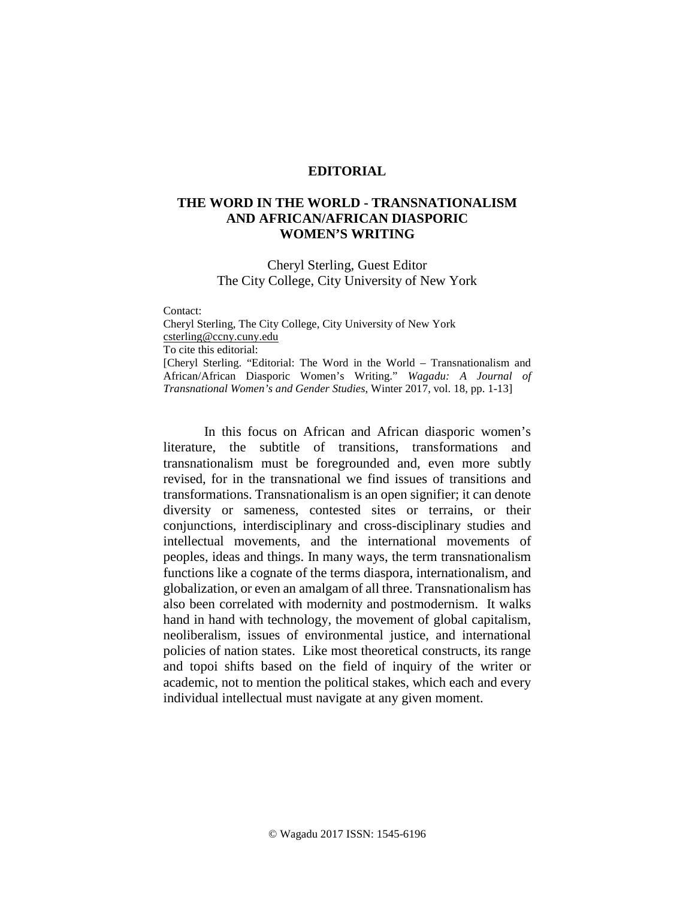**EDITORIAL**

# THE WORD IN THE WORLD - TRANSNATIONALISM AND AFRICAN/AFRICAN DIASPORIC WOMEN'S WRITING

Cheryl Sterling, Guest Editor
The City College, City University of New York

Contact:
Cheryl Sterling, The City College, City University of New York
csterling@ccny.cuny.edu
To cite this editorial:
[Cheryl Sterling. "Editorial: The Word in the World – Transnationalism and African/African Diasporic Women's Writing." *Wagadu: A Journal of Transnational Women's and Gender Studies,* Winter 2017, vol. 18, pp. 1-13]

In this focus on African and African diasporic women's literature, the subtitle of transitions, transformations and transnationalism must be foregrounded and, even more subtly revised, for in the transnational we find issues of transitions and transformations. Transnationalism is an open signifier; it can denote diversity or sameness, contested sites or terrains, or their conjunctions, interdisciplinary and cross-disciplinary studies and intellectual movements, and the international movements of peoples, ideas and things. In many ways, the term transnationalism functions like a cognate of the terms diaspora, internationalism, and globalization, or even an amalgam of all three. Transnationalism has also been correlated with modernity and postmodernism. It walks hand in hand with technology, the movement of global capitalism, neoliberalism, issues of environmental justice, and international policies of nation states. Like most theoretical constructs, its range and topoi shifts based on the field of inquiry of the writer or academic, not to mention the political stakes, which each and every individual intellectual must navigate at any given moment.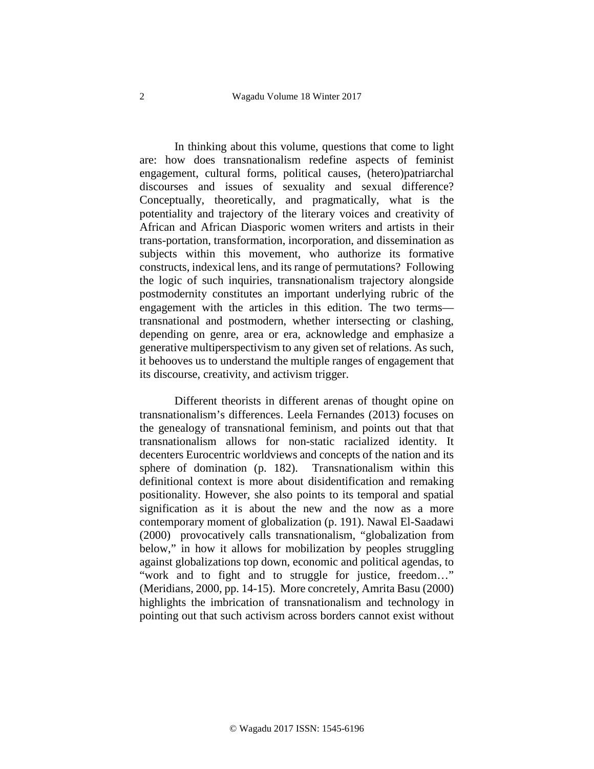In thinking about this volume, questions that come to light are: how does transnationalism redefine aspects of feminist engagement, cultural forms, political causes, (hetero)patriarchal discourses and issues of sexuality and sexual difference? Conceptually, theoretically, and pragmatically, what is the potentiality and trajectory of the literary voices and creativity of African and African Diasporic women writers and artists in their trans-portation, transformation, incorporation, and dissemination as subjects within this movement, who authorize its formative constructs, indexical lens, and its range of permutations? Following the logic of such inquiries, transnationalism trajectory alongside postmodernity constitutes an important underlying rubric of the engagement with the articles in this edition. The two terms—transnational and postmodern, whether intersecting or clashing, depending on genre, area or era, acknowledge and emphasize a generative multiperspectivism to any given set of relations. As such, it behooves us to understand the multiple ranges of engagement that its discourse, creativity, and activism trigger.

Different theorists in different arenas of thought opine on transnationalism's differences. Leela Fernandes (2013) focuses on the genealogy of transnational feminism, and points out that that transnationalism allows for non-static racialized identity. It decenters Eurocentric worldviews and concepts of the nation and its sphere of domination (p. 182). Transnationalism within this definitional context is more about disidentification and remaking positionality. However, she also points to its temporal and spatial signification as it is about the new and the now as a more contemporary moment of globalization (p. 191). Nawal El-Saadawi (2000) provocatively calls transnationalism, "globalization from below," in how it allows for mobilization by peoples struggling against globalizations top down, economic and political agendas, to "work and to fight and to struggle for justice, freedom…" (Meridians, 2000, pp. 14-15). More concretely, Amrita Basu (2000) highlights the imbrication of transnationalism and technology in pointing out that such activism across borders cannot exist without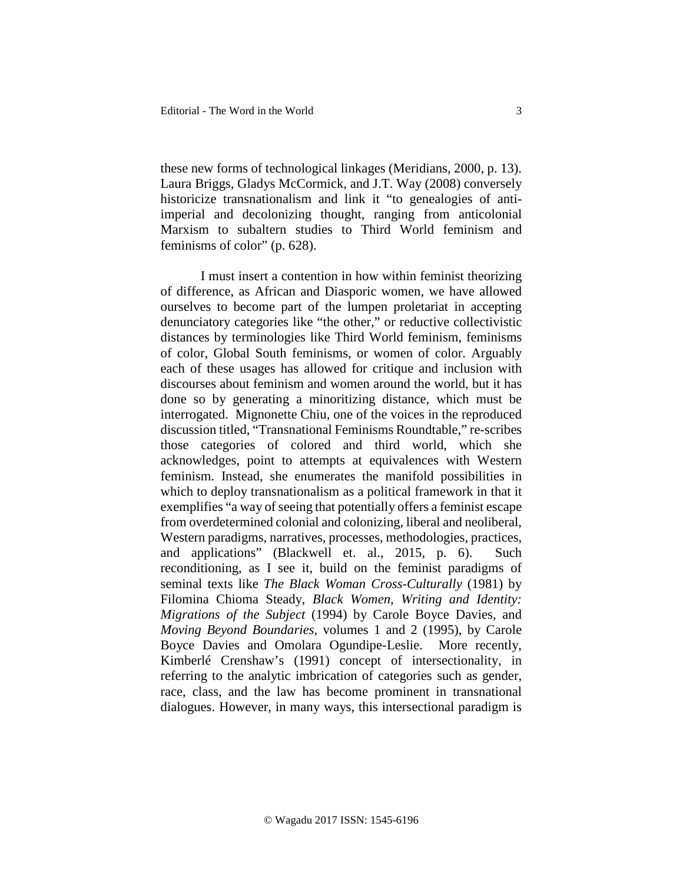these new forms of technological linkages (Meridians, 2000, p. 13). Laura Briggs, Gladys McCormick, and J.T. Way (2008) conversely historicize transnationalism and link it "to genealogies of anti-imperial and decolonizing thought, ranging from anticolonial Marxism to subaltern studies to Third World feminism and feminisms of color" (p. 628).

I must insert a contention in how within feminist theorizing of difference, as African and Diasporic women, we have allowed ourselves to become part of the lumpen proletariat in accepting denunciatory categories like "the other," or reductive collectivistic distances by terminologies like Third World feminism, feminisms of color, Global South feminisms, or women of color. Arguably each of these usages has allowed for critique and inclusion with discourses about feminism and women around the world, but it has done so by generating a minoritizing distance, which must be interrogated. Mignonette Chiu, one of the voices in the reproduced discussion titled, "Transnational Feminisms Roundtable," re-scribes those categories of colored and third world, which she acknowledges, point to attempts at equivalences with Western feminism. Instead, she enumerates the manifold possibilities in which to deploy transnationalism as a political framework in that it exemplifies "a way of seeing that potentially offers a feminist escape from overdetermined colonial and colonizing, liberal and neoliberal, Western paradigms, narratives, processes, methodologies, practices, and applications" (Blackwell et. al., 2015, p. 6). Such reconditioning, as I see it, build on the feminist paradigms of seminal texts like *The Black Woman Cross-Culturally* (1981) by Filomina Chioma Steady, *Black Women, Writing and Identity: Migrations of the Subject* (1994) by Carole Boyce Davies, and *Moving Beyond Boundaries*, volumes 1 and 2 (1995), by Carole Boyce Davies and Omolara Ogundipe-Leslie. More recently, Kimberlé Crenshaw's (1991) concept of intersectionality, in referring to the analytic imbrication of categories such as gender, race, class, and the law has become prominent in transnational dialogues. However, in many ways, this intersectional paradigm is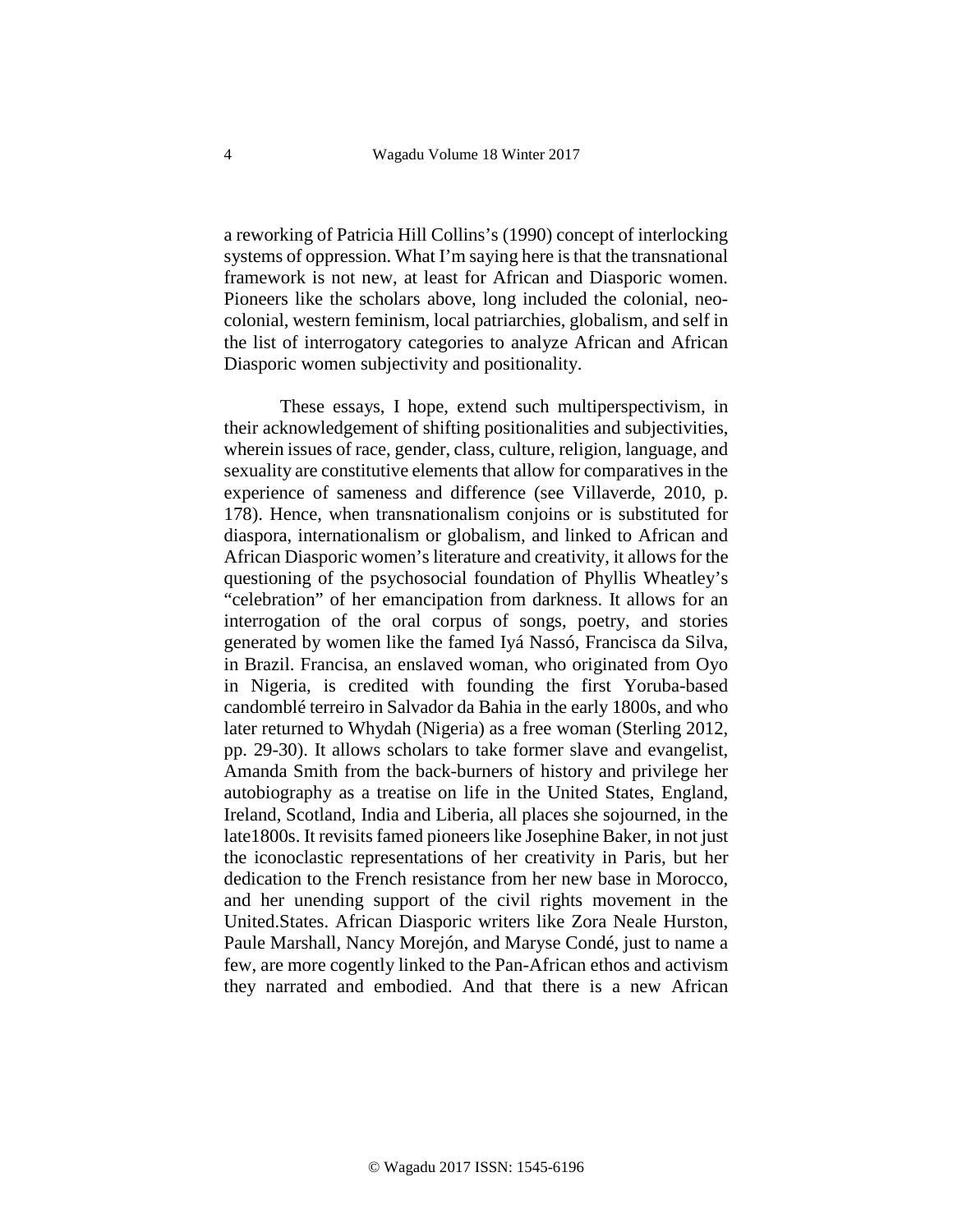a reworking of Patricia Hill Collins's (1990) concept of interlocking systems of oppression. What I'm saying here is that the transnational framework is not new, at least for African and Diasporic women. Pioneers like the scholars above, long included the colonial, neo-colonial, western feminism, local patriarchies, globalism, and self in the list of interrogatory categories to analyze African and African Diasporic women subjectivity and positionality.

These essays, I hope, extend such multiperspectivism, in their acknowledgement of shifting positionalities and subjectivities, wherein issues of race, gender, class, culture, religion, language, and sexuality are constitutive elements that allow for comparatives in the experience of sameness and difference (see Villaverde, 2010, p. 178). Hence, when transnationalism conjoins or is substituted for diaspora, internationalism or globalism, and linked to African and African Diasporic women's literature and creativity, it allows for the questioning of the psychosocial foundation of Phyllis Wheatley's "celebration" of her emancipation from darkness. It allows for an interrogation of the oral corpus of songs, poetry, and stories generated by women like the famed Iyá Nassó, Francisca da Silva, in Brazil. Francisa, an enslaved woman, who originated from Oyo in Nigeria, is credited with founding the first Yoruba-based candomblé terreiro in Salvador da Bahia in the early 1800s, and who later returned to Whydah (Nigeria) as a free woman (Sterling 2012, pp. 29-30). It allows scholars to take former slave and evangelist, Amanda Smith from the back-burners of history and privilege her autobiography as a treatise on life in the United States, England, Ireland, Scotland, India and Liberia, all places she sojourned, in the late1800s. It revisits famed pioneers like Josephine Baker, in not just the iconoclastic representations of her creativity in Paris, but her dedication to the French resistance from her new base in Morocco, and her unending support of the civil rights movement in the United.States. African Diasporic writers like Zora Neale Hurston, Paule Marshall, Nancy Morejón, and Maryse Condé, just to name a few, are more cogently linked to the Pan-African ethos and activism they narrated and embodied. And that there is a new African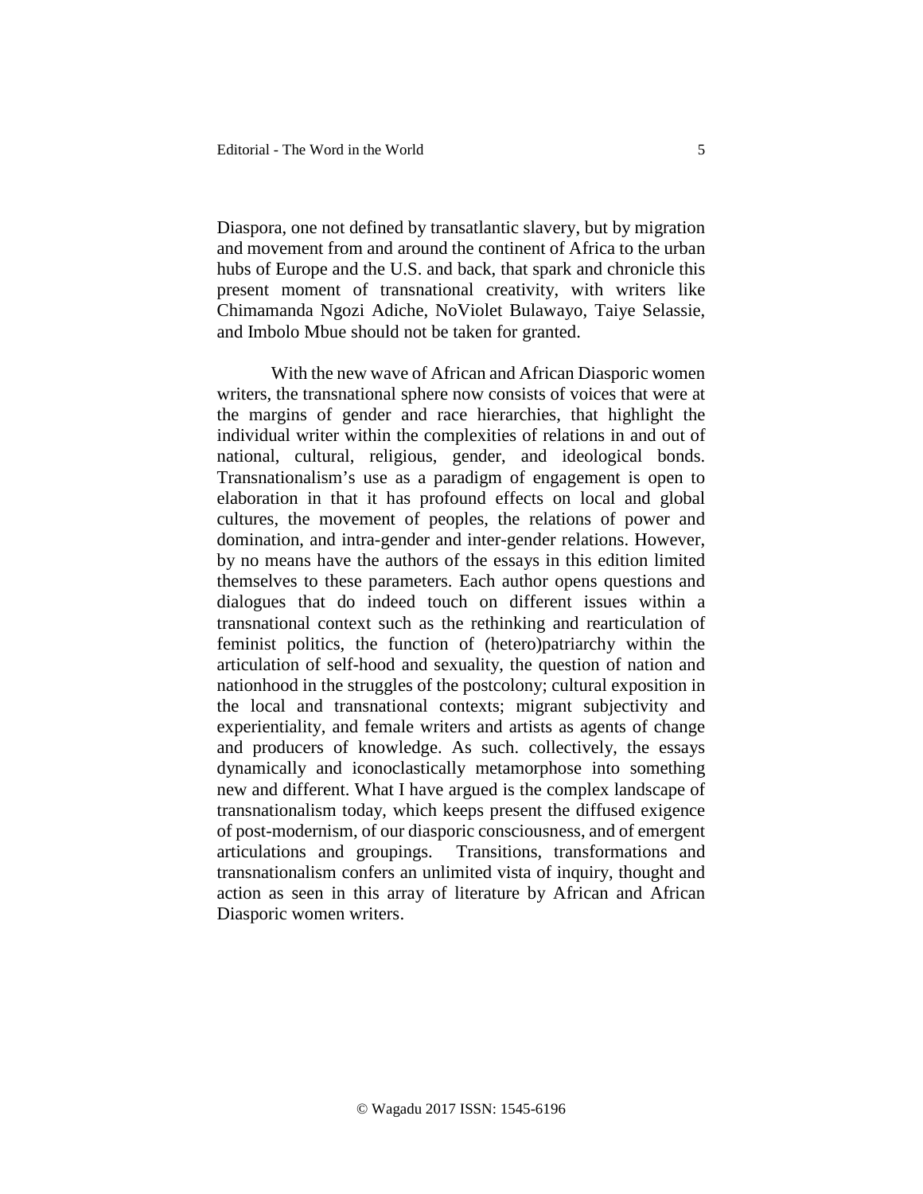Diaspora, one not defined by transatlantic slavery, but by migration and movement from and around the continent of Africa to the urban hubs of Europe and the U.S. and back, that spark and chronicle this present moment of transnational creativity, with writers like Chimamanda Ngozi Adiche, NoViolet Bulawayo, Taiye Selassie, and Imbolo Mbue should not be taken for granted.

With the new wave of African and African Diasporic women writers, the transnational sphere now consists of voices that were at the margins of gender and race hierarchies, that highlight the individual writer within the complexities of relations in and out of national, cultural, religious, gender, and ideological bonds. Transnationalism's use as a paradigm of engagement is open to elaboration in that it has profound effects on local and global cultures, the movement of peoples, the relations of power and domination, and intra-gender and inter-gender relations. However, by no means have the authors of the essays in this edition limited themselves to these parameters. Each author opens questions and dialogues that do indeed touch on different issues within a transnational context such as the rethinking and rearticulation of feminist politics, the function of (hetero)patriarchy within the articulation of self-hood and sexuality, the question of nation and nationhood in the struggles of the postcolony; cultural exposition in the local and transnational contexts; migrant subjectivity and experientiality, and female writers and artists as agents of change and producers of knowledge. As such. collectively, the essays dynamically and iconoclastically metamorphose into something new and different. What I have argued is the complex landscape of transnationalism today, which keeps present the diffused exigence of post-modernism, of our diasporic consciousness, and of emergent articulations and groupings. Transitions, transformations and transnationalism confers an unlimited vista of inquiry, thought and action as seen in this array of literature by African and African Diasporic women writers.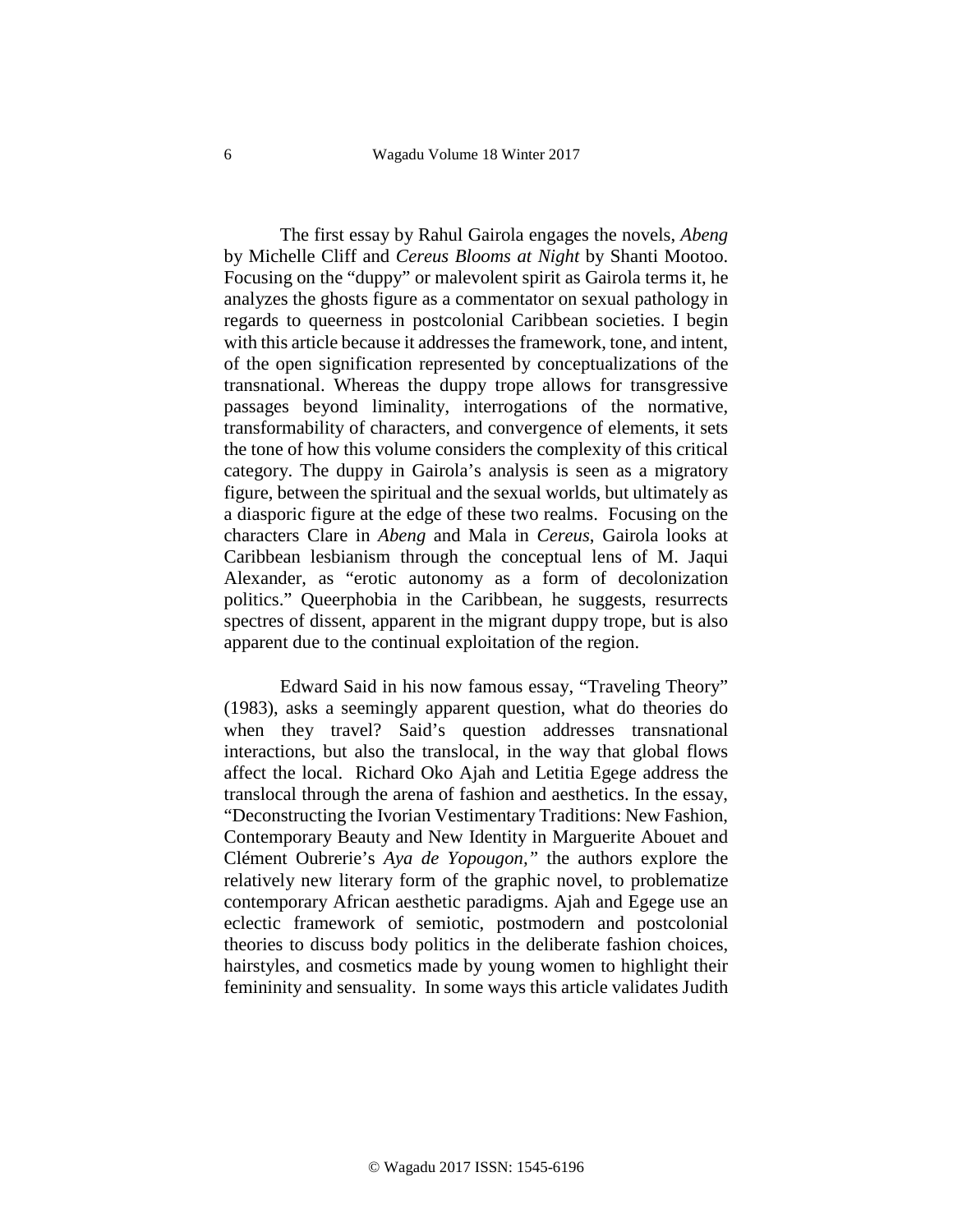The first essay by Rahul Gairola engages the novels, *Abeng* by Michelle Cliff and *Cereus Blooms at Night* by Shanti Mootoo. Focusing on the "duppy" or malevolent spirit as Gairola terms it, he analyzes the ghosts figure as a commentator on sexual pathology in regards to queerness in postcolonial Caribbean societies. I begin with this article because it addresses the framework, tone, and intent, of the open signification represented by conceptualizations of the transnational. Whereas the duppy trope allows for transgressive passages beyond liminality, interrogations of the normative, transformability of characters, and convergence of elements, it sets the tone of how this volume considers the complexity of this critical category. The duppy in Gairola's analysis is seen as a migratory figure, between the spiritual and the sexual worlds, but ultimately as a diasporic figure at the edge of these two realms. Focusing on the characters Clare in *Abeng* and Mala in *Cereus*, Gairola looks at Caribbean lesbianism through the conceptual lens of M. Jaqui Alexander, as "erotic autonomy as a form of decolonization politics." Queerphobia in the Caribbean, he suggests, resurrects spectres of dissent, apparent in the migrant duppy trope, but is also apparent due to the continual exploitation of the region.

Edward Said in his now famous essay, "Traveling Theory" (1983), asks a seemingly apparent question, what do theories do when they travel? Said's question addresses transnational interactions, but also the translocal, in the way that global flows affect the local. Richard Oko Ajah and Letitia Egege address the translocal through the arena of fashion and aesthetics. In the essay, "Deconstructing the Ivorian Vestimentary Traditions: New Fashion, Contemporary Beauty and New Identity in Marguerite Abouet and Clément Oubrerie's *Aya de Yopougon,"* the authors explore the relatively new literary form of the graphic novel, to problematize contemporary African aesthetic paradigms. Ajah and Egege use an eclectic framework of semiotic, postmodern and postcolonial theories to discuss body politics in the deliberate fashion choices, hairstyles, and cosmetics made by young women to highlight their femininity and sensuality. In some ways this article validates Judith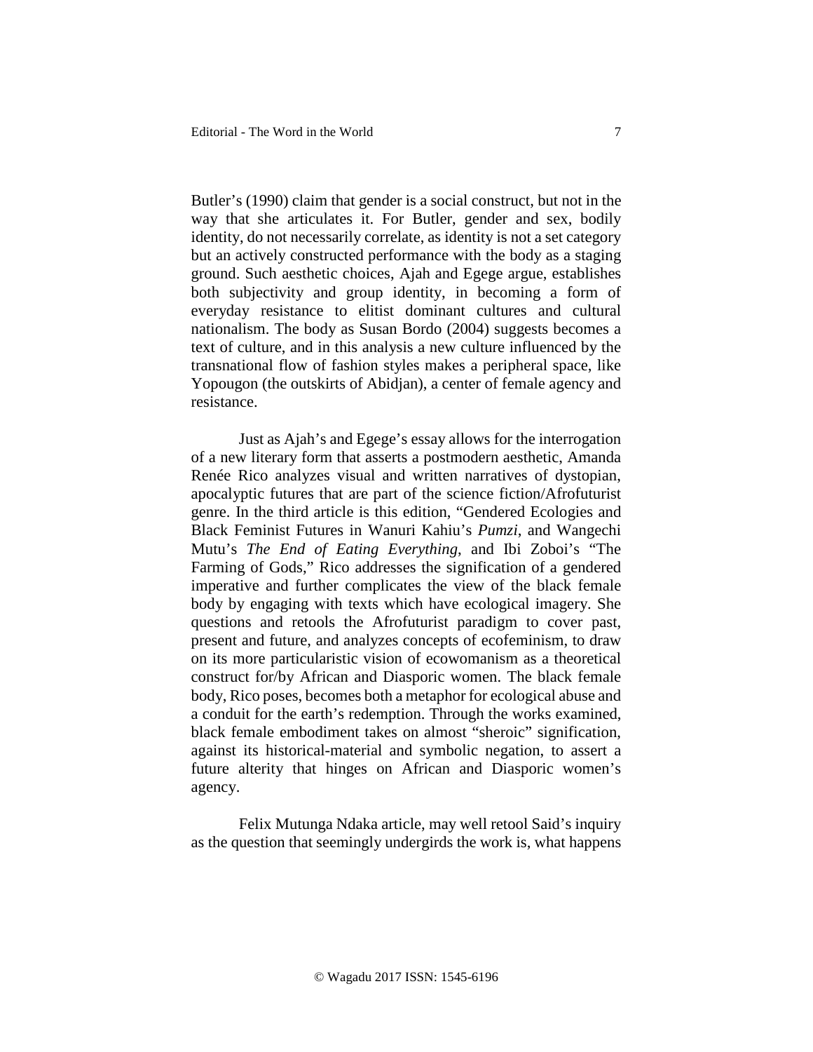Butler's (1990) claim that gender is a social construct, but not in the way that she articulates it. For Butler, gender and sex, bodily identity, do not necessarily correlate, as identity is not a set category but an actively constructed performance with the body as a staging ground. Such aesthetic choices, Ajah and Egege argue, establishes both subjectivity and group identity, in becoming a form of everyday resistance to elitist dominant cultures and cultural nationalism. The body as Susan Bordo (2004) suggests becomes a text of culture, and in this analysis a new culture influenced by the transnational flow of fashion styles makes a peripheral space, like Yopougon (the outskirts of Abidjan), a center of female agency and resistance.

Just as Ajah's and Egege's essay allows for the interrogation of a new literary form that asserts a postmodern aesthetic, Amanda Renée Rico analyzes visual and written narratives of dystopian, apocalyptic futures that are part of the science fiction/Afrofuturist genre. In the third article is this edition, "Gendered Ecologies and Black Feminist Futures in Wanuri Kahiu's *Pumzi*, and Wangechi Mutu's *The End of Eating Everything*, and Ibi Zoboi's "The Farming of Gods," Rico addresses the signification of a gendered imperative and further complicates the view of the black female body by engaging with texts which have ecological imagery. She questions and retools the Afrofuturist paradigm to cover past, present and future, and analyzes concepts of ecofeminism, to draw on its more particularistic vision of ecowomanism as a theoretical construct for/by African and Diasporic women. The black female body, Rico poses, becomes both a metaphor for ecological abuse and a conduit for the earth's redemption. Through the works examined, black female embodiment takes on almost "sheroic" signification, against its historical-material and symbolic negation, to assert a future alterity that hinges on African and Diasporic women's agency.

Felix Mutunga Ndaka article, may well retool Said's inquiry as the question that seemingly undergirds the work is, what happens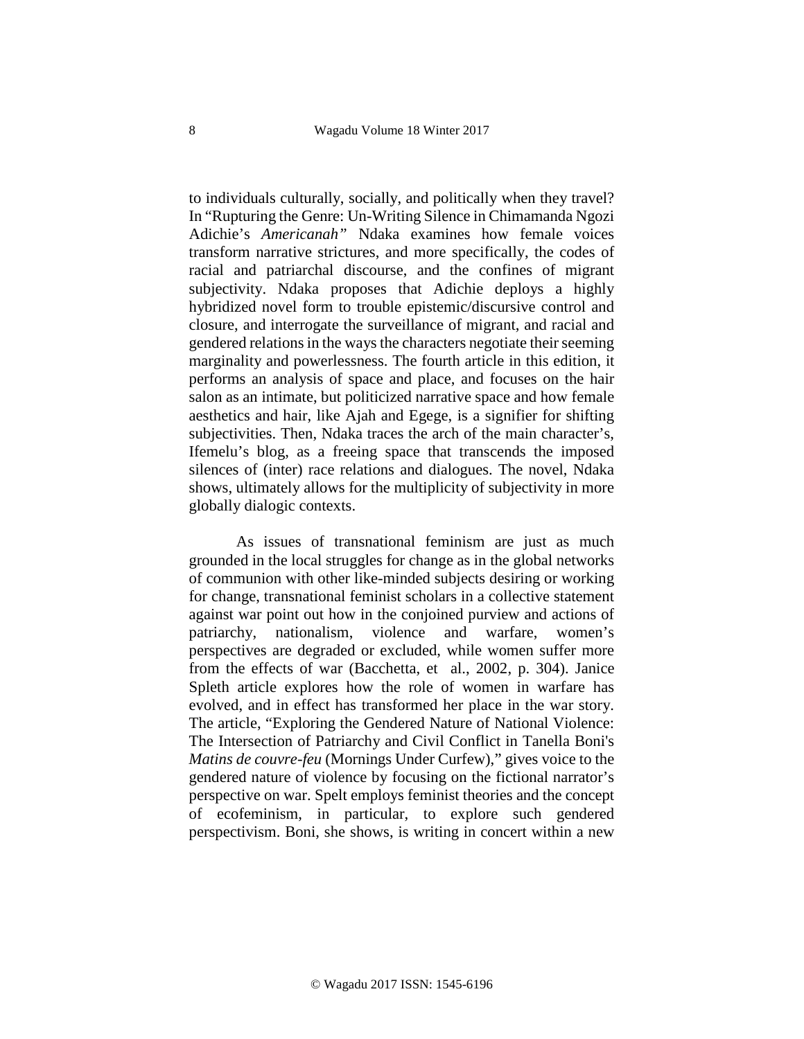to individuals culturally, socially, and politically when they travel? In "Rupturing the Genre: Un-Writing Silence in Chimamanda Ngozi Adichie's *Americanah"* Ndaka examines how female voices transform narrative strictures, and more specifically, the codes of racial and patriarchal discourse, and the confines of migrant subjectivity. Ndaka proposes that Adichie deploys a highly hybridized novel form to trouble epistemic/discursive control and closure, and interrogate the surveillance of migrant, and racial and gendered relations in the ways the characters negotiate their seeming marginality and powerlessness. The fourth article in this edition, it performs an analysis of space and place, and focuses on the hair salon as an intimate, but politicized narrative space and how female aesthetics and hair, like Ajah and Egege, is a signifier for shifting subjectivities. Then, Ndaka traces the arch of the main character's, Ifemelu's blog, as a freeing space that transcends the imposed silences of (inter) race relations and dialogues. The novel, Ndaka shows, ultimately allows for the multiplicity of subjectivity in more globally dialogic contexts.

As issues of transnational feminism are just as much grounded in the local struggles for change as in the global networks of communion with other like-minded subjects desiring or working for change, transnational feminist scholars in a collective statement against war point out how in the conjoined purview and actions of patriarchy, nationalism, violence and warfare, women's perspectives are degraded or excluded, while women suffer more from the effects of war (Bacchetta, et al., 2002, p. 304). Janice Spleth article explores how the role of women in warfare has evolved, and in effect has transformed her place in the war story. The article, "Exploring the Gendered Nature of National Violence: The Intersection of Patriarchy and Civil Conflict in Tanella Boni's *Matins de couvre-feu* (Mornings Under Curfew)," gives voice to the gendered nature of violence by focusing on the fictional narrator's perspective on war. Spelt employs feminist theories and the concept of ecofeminism, in particular, to explore such gendered perspectivism. Boni, she shows, is writing in concert within a new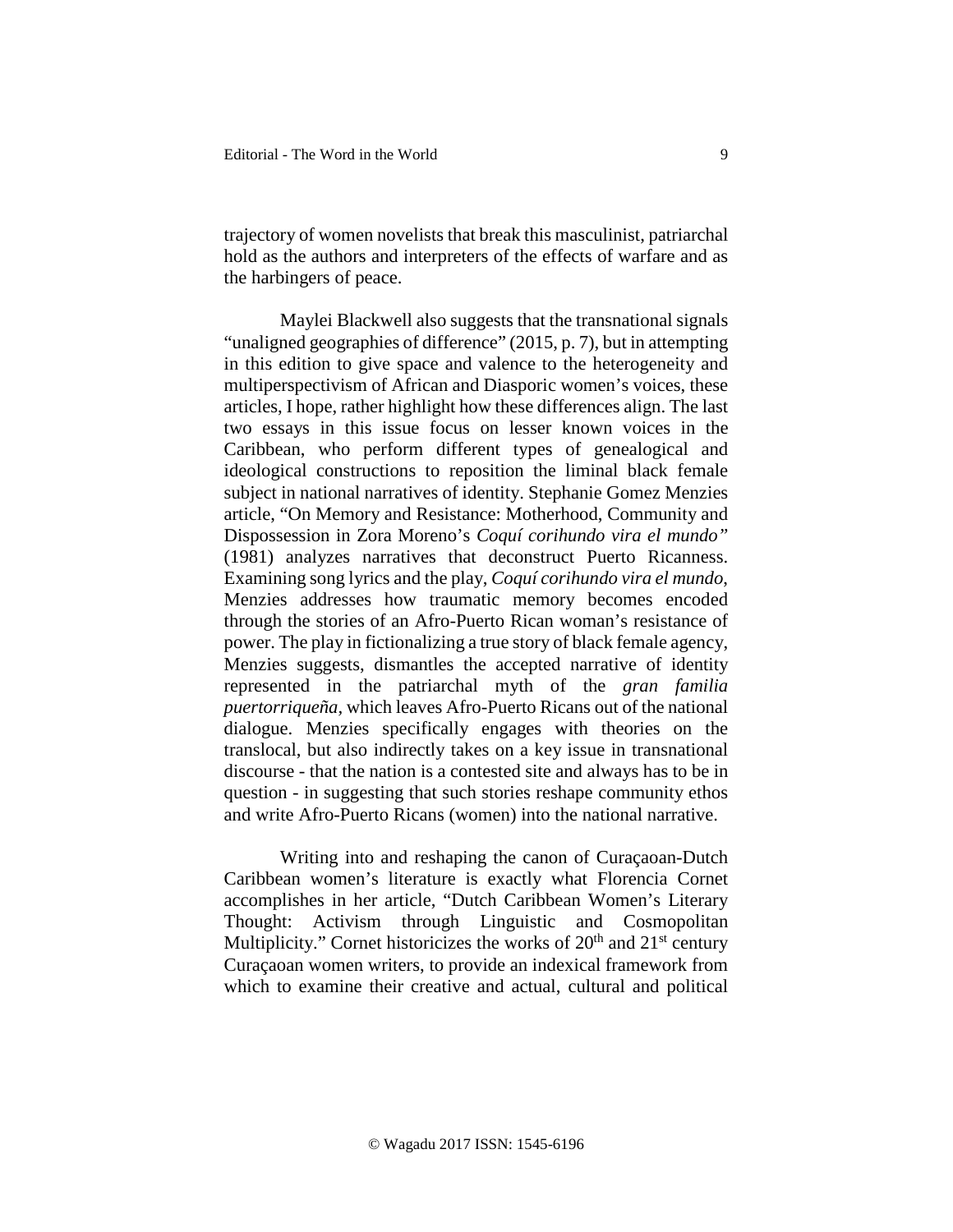trajectory of women novelists that break this masculinist, patriarchal hold as the authors and interpreters of the effects of warfare and as the harbingers of peace.

Maylei Blackwell also suggests that the transnational signals "unaligned geographies of difference" (2015, p. 7), but in attempting in this edition to give space and valence to the heterogeneity and multiperspectivism of African and Diasporic women's voices, these articles, I hope, rather highlight how these differences align. The last two essays in this issue focus on lesser known voices in the Caribbean, who perform different types of genealogical and ideological constructions to reposition the liminal black female subject in national narratives of identity. Stephanie Gomez Menzies article, "On Memory and Resistance: Motherhood, Community and Dispossession in Zora Moreno's *Coquí corihundo vira el mundo"* (1981) analyzes narratives that deconstruct Puerto Ricanness. Examining song lyrics and the play, *Coquí corihundo vira el mundo*, Menzies addresses how traumatic memory becomes encoded through the stories of an Afro-Puerto Rican woman's resistance of power. The play in fictionalizing a true story of black female agency, Menzies suggests, dismantles the accepted narrative of identity represented in the patriarchal myth of the *gran familia puertorriqueña,* which leaves Afro-Puerto Ricans out of the national dialogue. Menzies specifically engages with theories on the translocal, but also indirectly takes on a key issue in transnational discourse - that the nation is a contested site and always has to be in question - in suggesting that such stories reshape community ethos and write Afro-Puerto Ricans (women) into the national narrative.

Writing into and reshaping the canon of Curaçaoan-Dutch Caribbean women's literature is exactly what Florencia Cornet accomplishes in her article, "Dutch Caribbean Women's Literary Thought: Activism through Linguistic and Cosmopolitan Multiplicity." Cornet historicizes the works of 20th and 21st century Curaçaoan women writers, to provide an indexical framework from which to examine their creative and actual, cultural and political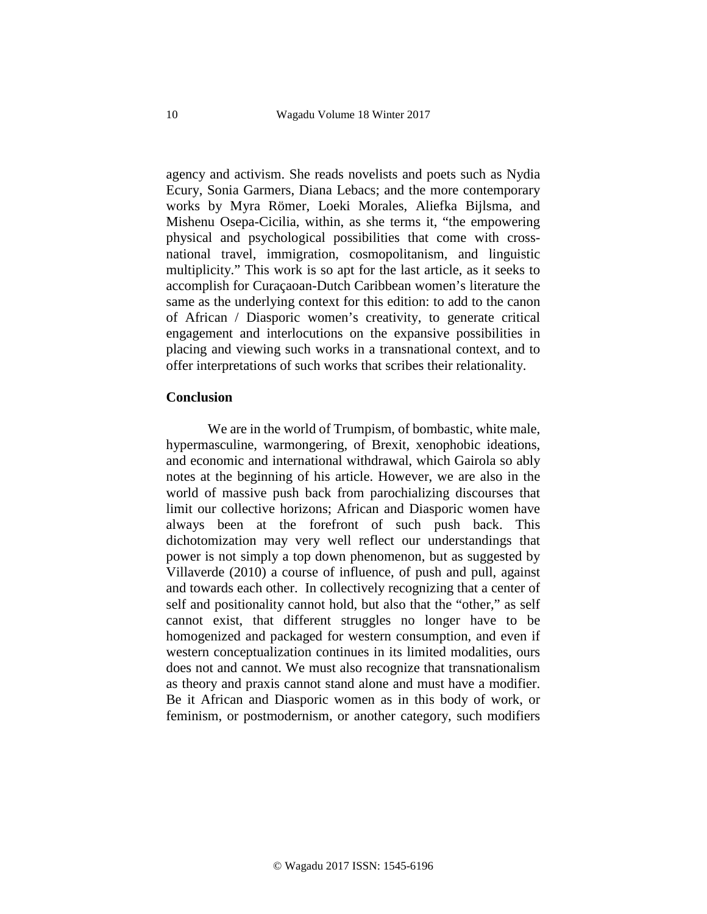agency and activism. She reads novelists and poets such as Nydia Ecury, Sonia Garmers, Diana Lebacs; and the more contemporary works by Myra Römer, Loeki Morales, Aliefka Bijlsma, and Mishenu Osepa-Cicilia, within, as she terms it, "the empowering physical and psychological possibilities that come with cross-national travel, immigration, cosmopolitanism, and linguistic multiplicity." This work is so apt for the last article, as it seeks to accomplish for Curaçaoan-Dutch Caribbean women's literature the same as the underlying context for this edition: to add to the canon of African / Diasporic women's creativity, to generate critical engagement and interlocutions on the expansive possibilities in placing and viewing such works in a transnational context, and to offer interpretations of such works that scribes their relationality.

## Conclusion

We are in the world of Trumpism, of bombastic, white male, hypermasculine, warmongering, of Brexit, xenophobic ideations, and economic and international withdrawal, which Gairola so ably notes at the beginning of his article. However, we are also in the world of massive push back from parochializing discourses that limit our collective horizons; African and Diasporic women have always been at the forefront of such push back. This dichotomization may very well reflect our understandings that power is not simply a top down phenomenon, but as suggested by Villaverde (2010) a course of influence, of push and pull, against and towards each other. In collectively recognizing that a center of self and positionality cannot hold, but also that the "other," as self cannot exist, that different struggles no longer have to be homogenized and packaged for western consumption, and even if western conceptualization continues in its limited modalities, ours does not and cannot. We must also recognize that transnationalism as theory and praxis cannot stand alone and must have a modifier. Be it African and Diasporic women as in this body of work, or feminism, or postmodernism, or another category, such modifiers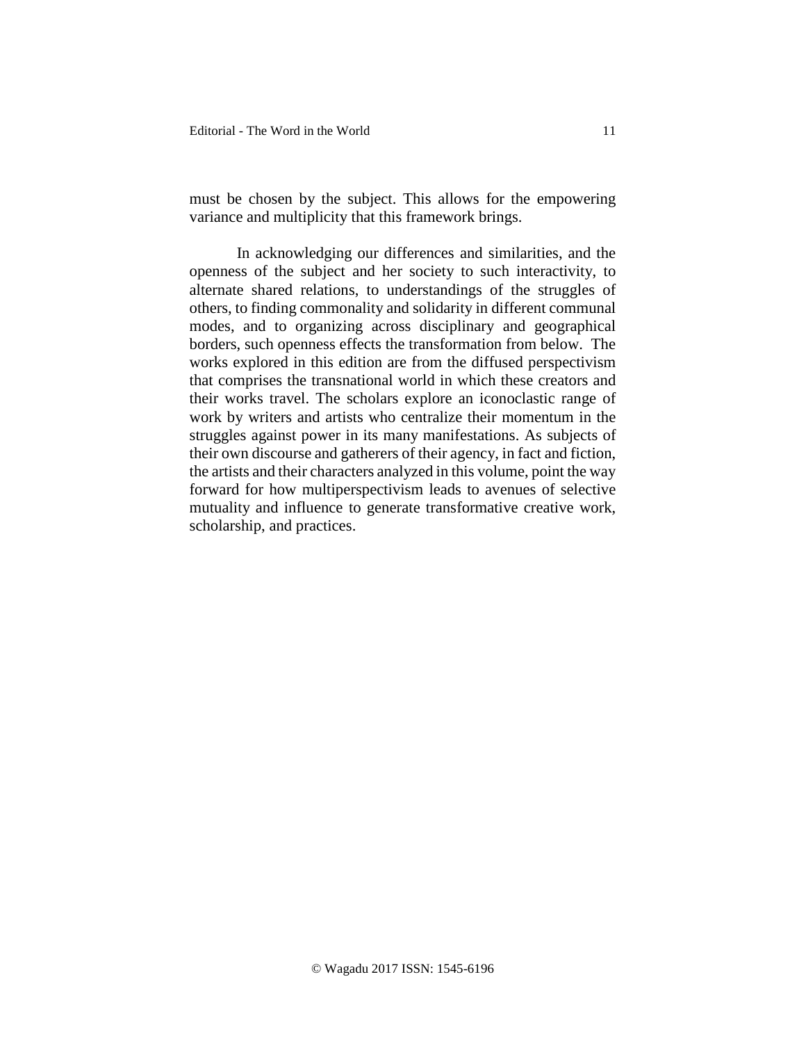must be chosen by the subject. This allows for the empowering variance and multiplicity that this framework brings.

In acknowledging our differences and similarities, and the openness of the subject and her society to such interactivity, to alternate shared relations, to understandings of the struggles of others, to finding commonality and solidarity in different communal modes, and to organizing across disciplinary and geographical borders, such openness effects the transformation from below. The works explored in this edition are from the diffused perspectivism that comprises the transnational world in which these creators and their works travel. The scholars explore an iconoclastic range of work by writers and artists who centralize their momentum in the struggles against power in its many manifestations. As subjects of their own discourse and gatherers of their agency, in fact and fiction, the artists and their characters analyzed in this volume, point the way forward for how multiperspectivism leads to avenues of selective mutuality and influence to generate transformative creative work, scholarship, and practices.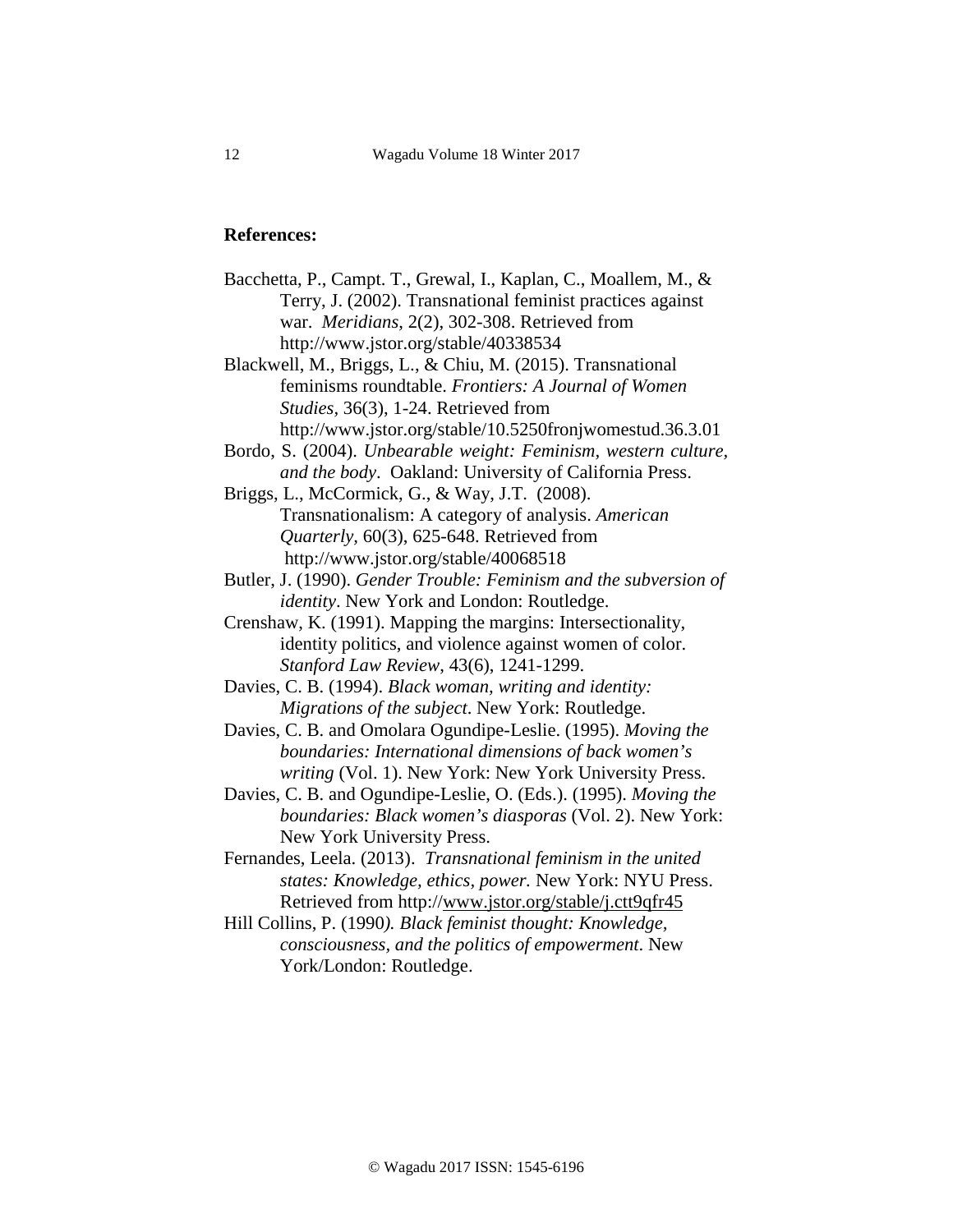**References:**

Bacchetta, P., Campt. T., Grewal, I., Kaplan, C., Moallem, M., & Terry, J. (2002). Transnational feminist practices against war. *Meridians*, 2(2), 302-308. Retrieved from http://www.jstor.org/stable/40338534

Blackwell, M., Briggs, L., & Chiu, M. (2015). Transnational feminisms roundtable. *Frontiers: A Journal of Women Studies*, 36(3), 1-24. Retrieved from http://www.jstor.org/stable/10.5250fronjwomestud.36.3.01

Bordo, S. (2004). *Unbearable weight: Feminism, western culture, and the body*. Oakland: University of California Press.

Briggs, L., McCormick, G., & Way, J.T. (2008). Transnationalism: A category of analysis. *American Quarterly,* 60(3), 625-648. Retrieved from http://www.jstor.org/stable/40068518

Butler, J. (1990). *Gender Trouble: Feminism and the subversion of identity*. New York and London: Routledge.

Crenshaw, K. (1991). Mapping the margins: Intersectionality, identity politics, and violence against women of color. *Stanford Law Review*, 43(6), 1241-1299.

Davies, C. B. (1994). *Black woman, writing and identity: Migrations of the subject*. New York: Routledge.

Davies, C. B. and Omolara Ogundipe-Leslie. (1995). *Moving the boundaries: International dimensions of back women's writing* (Vol. 1). New York: New York University Press.

Davies, C. B. and Ogundipe-Leslie, O. (Eds.). (1995). *Moving the boundaries: Black women's diasporas* (Vol. 2). New York: New York University Press.

Fernandes, Leela. (2013). *Transnational feminism in the united states: Knowledge, ethics, power.* New York: NYU Press. Retrieved from http://www.jstor.org/stable/j.ctt9qfr45

Hill Collins, P. (1990*). Black feminist thought: Knowledge, consciousness, and the politics of empowerment*. New York/London: Routledge.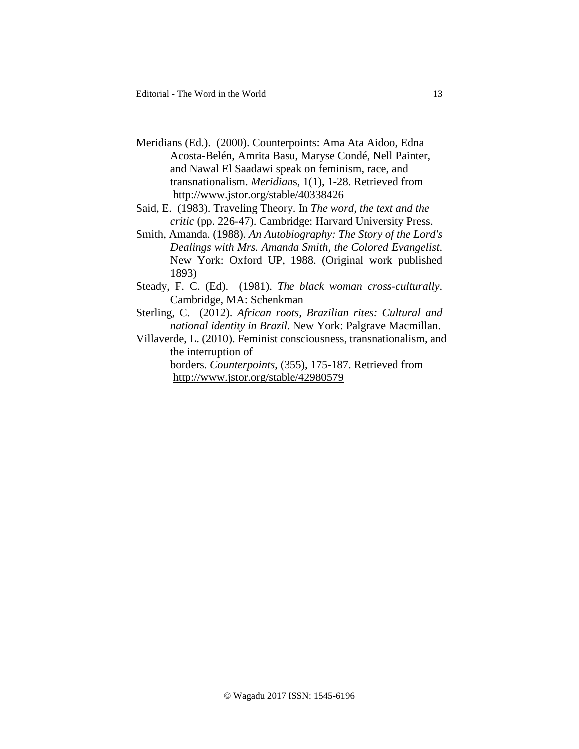Meridians (Ed.). (2000). Counterpoints: Ama Ata Aidoo, Edna Acosta-Belén, Amrita Basu, Maryse Condé, Nell Painter, and Nawal El Saadawi speak on feminism, race, and transnationalism. *Meridians*, 1(1), 1-28. Retrieved from http://www.jstor.org/stable/40338426

Said, E. (1983). Traveling Theory. In *The word, the text and the critic* (pp. 226-47). Cambridge: Harvard University Press.

Smith, Amanda. (1988). *An Autobiography: The Story of the Lord's Dealings with Mrs. Amanda Smith, the Colored Evangelist*. New York: Oxford UP, 1988. (Original work published 1893)

Steady, F. C. (Ed). (1981). *The black woman cross-culturally*. Cambridge, MA: Schenkman

Sterling, C. (2012). *African roots, Brazilian rites: Cultural and national identity in Brazil*. New York: Palgrave Macmillan.

Villaverde, L. (2010). Feminist consciousness, transnationalism, and the interruption of borders. *Counterpoints*, (355), 175-187. Retrieved from http://www.jstor.org/stable/42980579